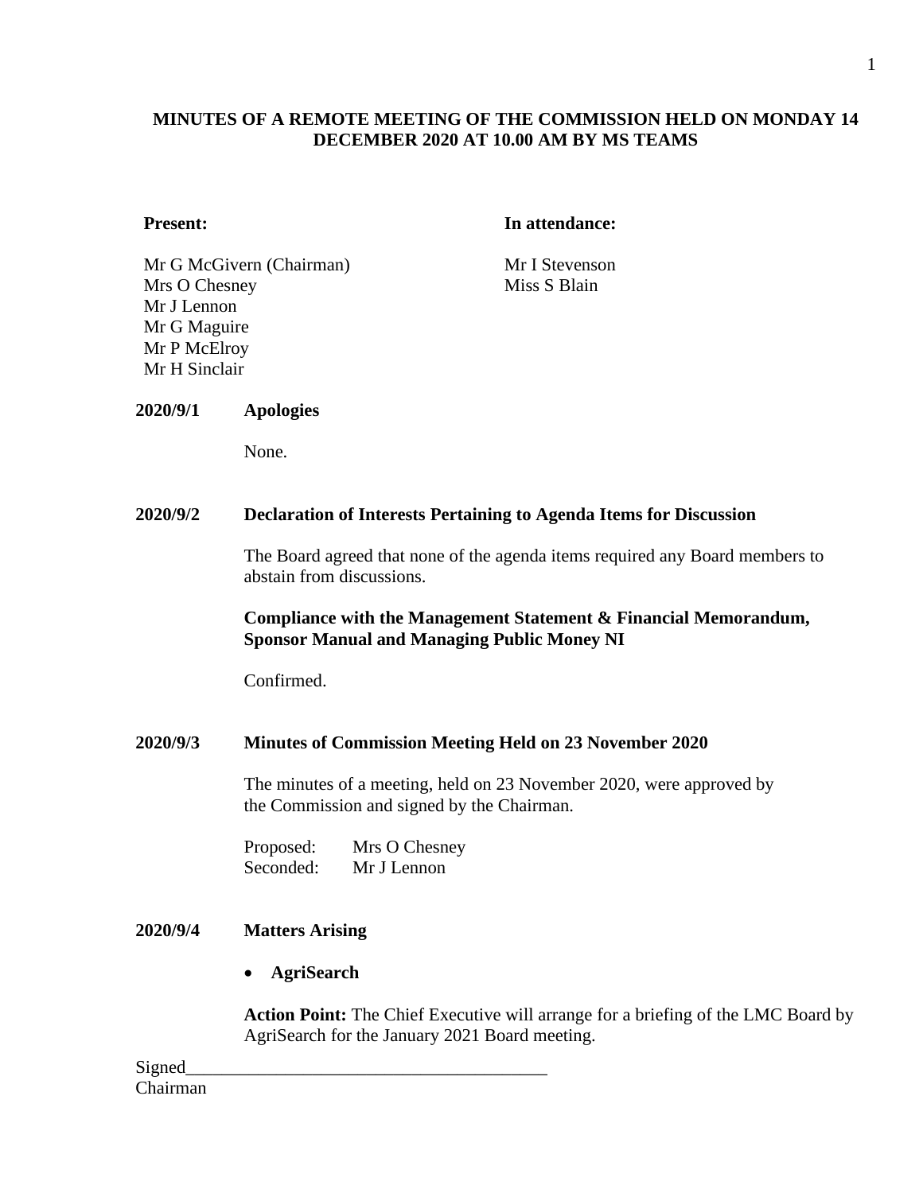# MINUTES OF A REMOTE MEETING OF THE COMMISSION HELD ON MONDAY 14 DECEMBER 2020 AT 10.00 AM BY MS TEAMS

**Present:**

Mr G McGivern (Chairman)
Mrs O Chesney
Mr J Lennon
Mr G Maguire
Mr P McElroy
Mr H Sinclair

**In attendance:**

Mr I Stevenson
Miss S Blain

**2020/9/1 Apologies**

None.

**2020/9/2 Declaration of Interests Pertaining to Agenda Items for Discussion**

The Board agreed that none of the agenda items required any Board members to abstain from discussions.

**Compliance with the Management Statement & Financial Memorandum, Sponsor Manual and Managing Public Money NI**

Confirmed.

**2020/9/3 Minutes of Commission Meeting Held on 23 November 2020**

The minutes of a meeting, held on 23 November 2020, were approved by the Commission and signed by the Chairman.

Proposed: Mrs O Chesney
Seconded: Mr J Lennon

**2020/9/4 Matters Arising**

- **AgriSearch**

**Action Point:** The Chief Executive will arrange for a briefing of the LMC Board by AgriSearch for the January 2021 Board meeting.

Signed________________________________________
Chairman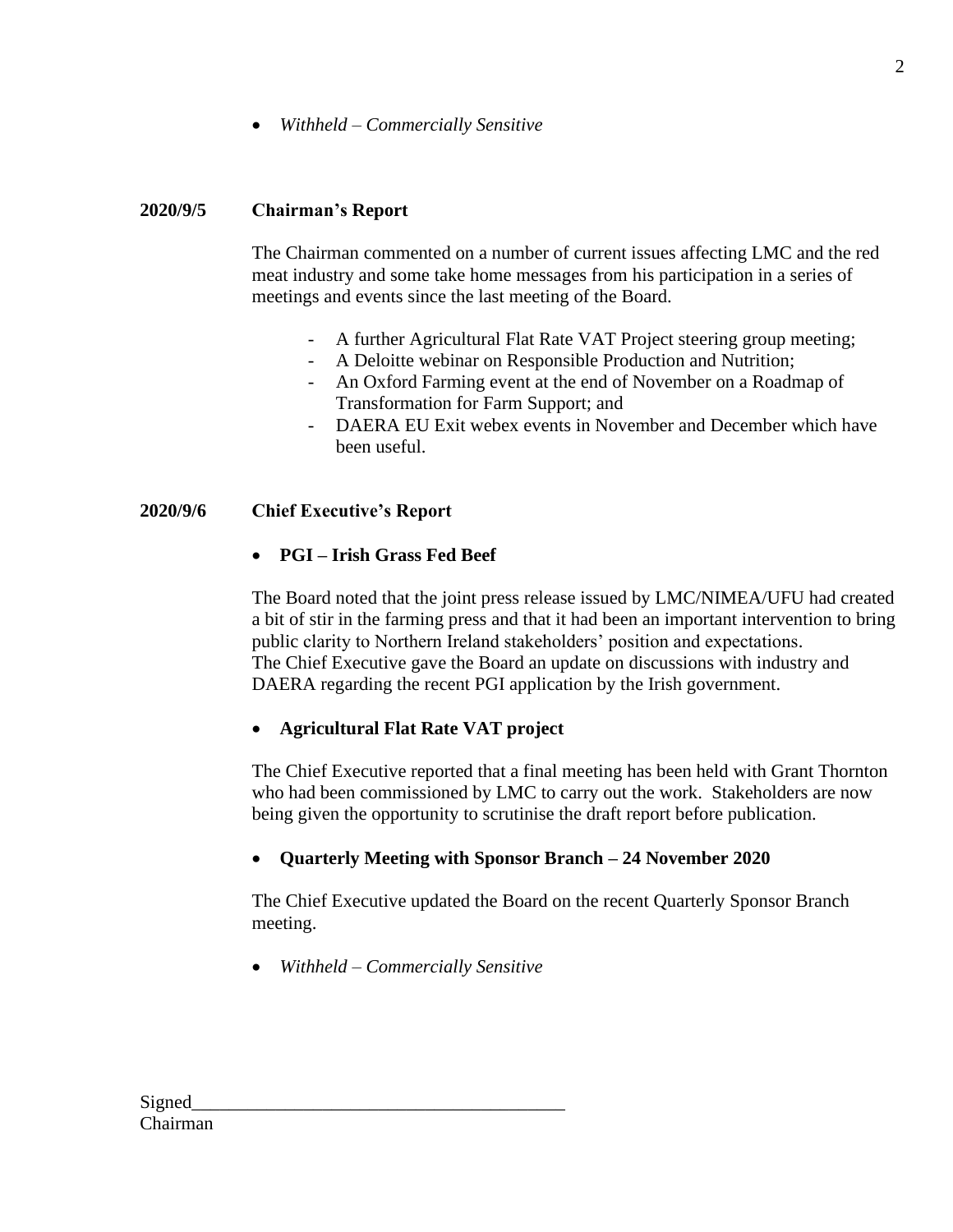- *Withheld – Commercially Sensitive*

**2020/9/5 Chairman's Report**

The Chairman commented on a number of current issues affecting LMC and the red meat industry and some take home messages from his participation in a series of meetings and events since the last meeting of the Board.

- A further Agricultural Flat Rate VAT Project steering group meeting;
- A Deloitte webinar on Responsible Production and Nutrition;
- An Oxford Farming event at the end of November on a Roadmap of Transformation for Farm Support; and
- DAERA EU Exit webex events in November and December which have been useful.

**2020/9/6 Chief Executive's Report**

- **PGI – Irish Grass Fed Beef**

The Board noted that the joint press release issued by LMC/NIMEA/UFU had created a bit of stir in the farming press and that it had been an important intervention to bring public clarity to Northern Ireland stakeholders' position and expectations.
The Chief Executive gave the Board an update on discussions with industry and DAERA regarding the recent PGI application by the Irish government.

- **Agricultural Flat Rate VAT project**

The Chief Executive reported that a final meeting has been held with Grant Thornton who had been commissioned by LMC to carry out the work. Stakeholders are now being given the opportunity to scrutinise the draft report before publication.

- **Quarterly Meeting with Sponsor Branch – 24 November 2020**

The Chief Executive updated the Board on the recent Quarterly Sponsor Branch meeting.

- *Withheld – Commercially Sensitive*

Signed\_\_\_\_\_\_\_\_\_\_\_\_\_\_\_\_\_\_\_\_\_\_\_\_\_\_\_\_\_\_\_\_\_\_\_\_\_\_\_\_
Chairman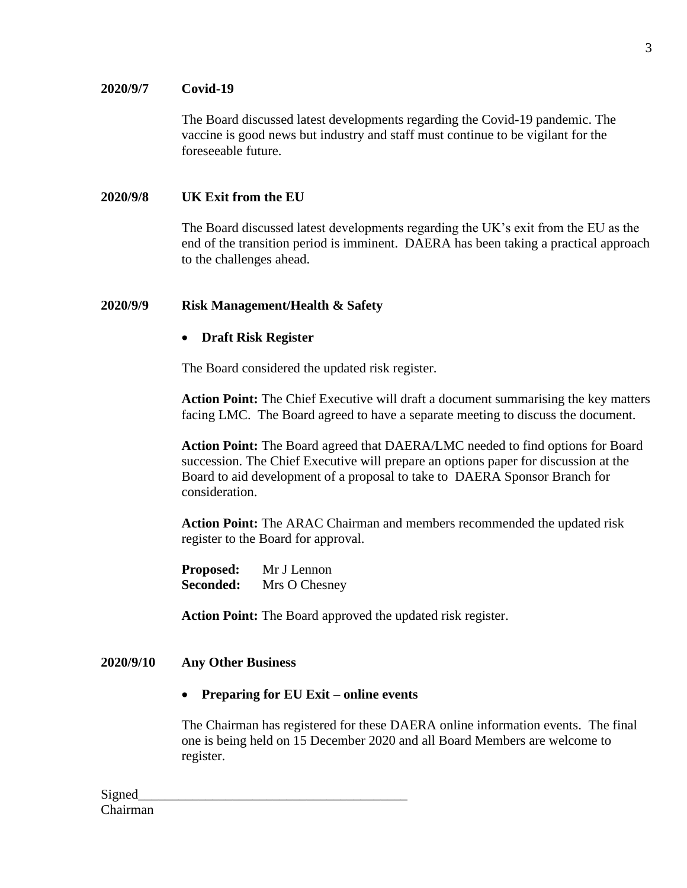**2020/9/7 Covid-19**

The Board discussed latest developments regarding the Covid-19 pandemic. The vaccine is good news but industry and staff must continue to be vigilant for the foreseeable future.

**2020/9/8 UK Exit from the EU**

The Board discussed latest developments regarding the UK's exit from the EU as the end of the transition period is imminent. DAERA has been taking a practical approach to the challenges ahead.

**2020/9/9 Risk Management/Health & Safety**

- **Draft Risk Register**

The Board considered the updated risk register.

**Action Point:** The Chief Executive will draft a document summarising the key matters facing LMC. The Board agreed to have a separate meeting to discuss the document.

**Action Point:** The Board agreed that DAERA/LMC needed to find options for Board succession. The Chief Executive will prepare an options paper for discussion at the Board to aid development of a proposal to take to DAERA Sponsor Branch for consideration.

**Action Point:** The ARAC Chairman and members recommended the updated risk register to the Board for approval.

**Proposed:** Mr J Lennon
**Seconded:** Mrs O Chesney

**Action Point:** The Board approved the updated risk register.

**2020/9/10 Any Other Business**

- **Preparing for EU Exit – online events**

The Chairman has registered for these DAERA online information events. The final one is being held on 15 December 2020 and all Board Members are welcome to register.

Signed________________________________________
Chairman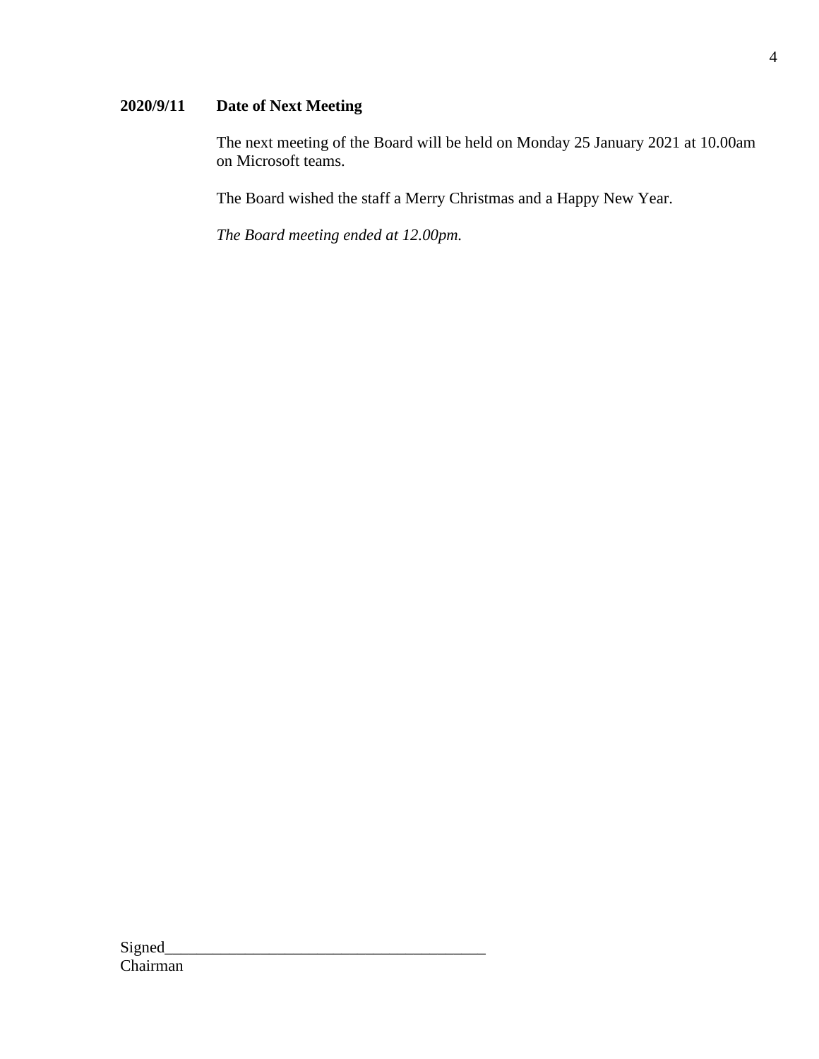**2020/9/11 Date of Next Meeting**

The next meeting of the Board will be held on Monday 25 January 2021 at 10.00am on Microsoft teams.

The Board wished the staff a Merry Christmas and a Happy New Year.

*The Board meeting ended at 12.00pm.*

Signed________________________________________
Chairman